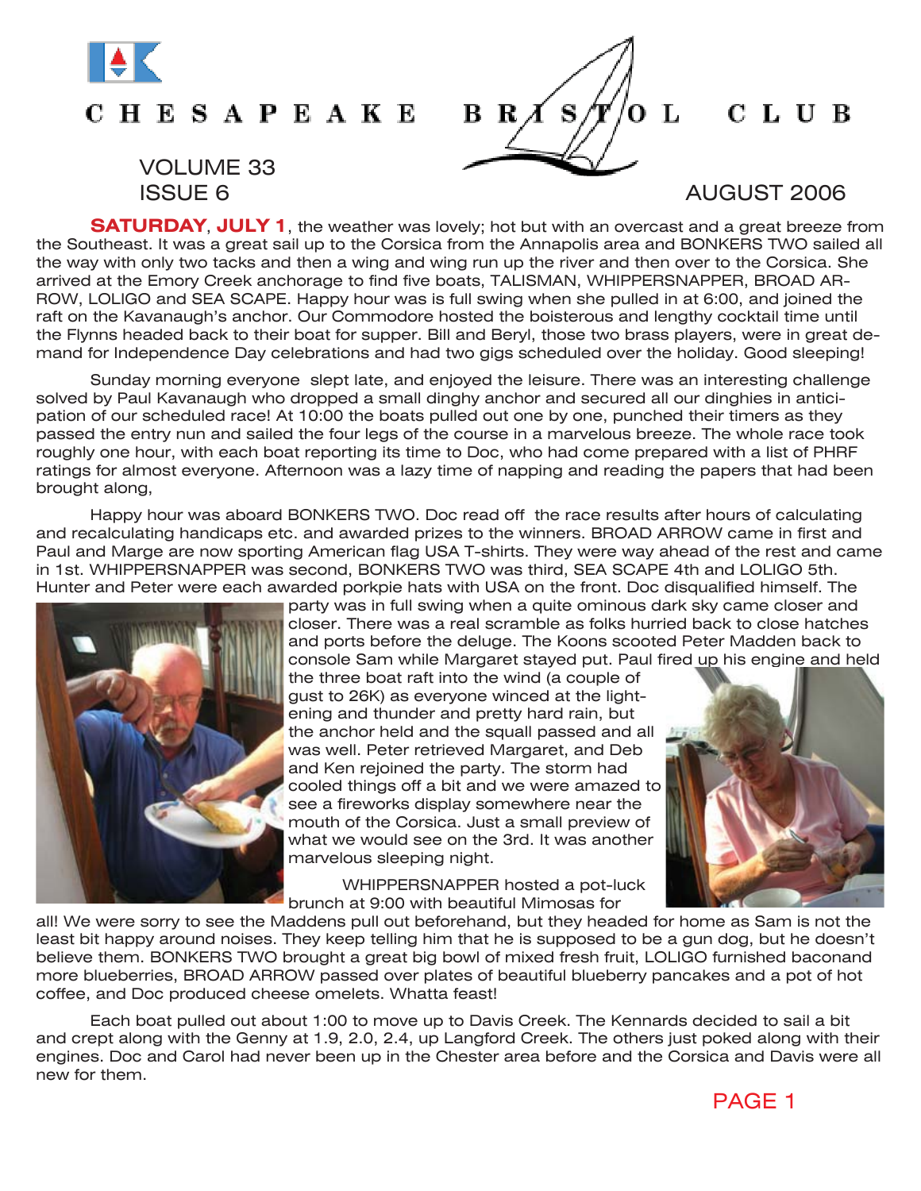# CHESAPEAKE BRISTOL CLUB

VOLUME 33
ISSUE 6

AUGUST 2006

**SATURDAY, JULY 1**, the weather was lovely; hot but with an overcast and a great breeze from the Southeast. It was a great sail up to the Corsica from the Annapolis area and BONKERS TWO sailed all the way with only two tacks and then a wing and wing run up the river and then over to the Corsica. She arrived at the Emory Creek anchorage to find five boats, TALISMAN, WHIPPERSNAPPER, BROAD ARROW, LOLIGO and SEA SCAPE. Happy hour was is full swing when she pulled in at 6:00, and joined the raft on the Kavanaugh's anchor. Our Commodore hosted the boisterous and lengthy cocktail time until the Flynns headed back to their boat for supper. Bill and Beryl, those two brass players, were in great demand for Independence Day celebrations and had two gigs scheduled over the holiday. Good sleeping!

Sunday morning everyone slept late, and enjoyed the leisure. There was an interesting challenge solved by Paul Kavanaugh who dropped a small dinghy anchor and secured all our dinghies in anticipation of our scheduled race! At 10:00 the boats pulled out one by one, punched their timers as they passed the entry nun and sailed the four legs of the course in a marvelous breeze. The whole race took roughly one hour, with each boat reporting its time to Doc, who had come prepared with a list of PHRF ratings for almost everyone. Afternoon was a lazy time of napping and reading the papers that had been brought along,

Happy hour was aboard BONKERS TWO. Doc read off the race results after hours of calculating and recalculating handicaps etc. and awarded prizes to the winners. BROAD ARROW came in first and Paul and Marge are now sporting American flag USA T-shirts. They were way ahead of the rest and came in 1st. WHIPPERSNAPPER was second, BONKERS TWO was third, SEA SCAPE 4th and LOLIGO 5th. Hunter and Peter were each awarded porkpie hats with USA on the front. Doc disqualified himself. The party was in full swing when a quite ominous dark sky came closer and closer. There was a real scramble as folks hurried back to close hatches and ports before the deluge. The Koons scooted Peter Madden back to console Sam while Margaret stayed put. Paul fired up his engine and held the three boat raft into the wind (a couple of gust to 26K) as everyone winced at the lightening and thunder and pretty hard rain, but the anchor held and the squall passed and all was well. Peter retrieved Margaret, and Deb and Ken rejoined the party. The storm had cooled things off a bit and we were amazed to see a fireworks display somewhere near the mouth of the Corsica. Just a small preview of what we would see on the 3rd. It was another marvelous sleeping night.

WHIPPERSNAPPER hosted a pot-luck brunch at 9:00 with beautiful Mimosas for all! We were sorry to see the Maddens pull out beforehand, but they headed for home as Sam is not the least bit happy around noises. They keep telling him that he is supposed to be a gun dog, but he doesn't believe them. BONKERS TWO brought a great big bowl of mixed fresh fruit, LOLIGO furnished baconand more blueberries, BROAD ARROW passed over plates of beautiful blueberry pancakes and a pot of hot coffee, and Doc produced cheese omelets. Whatta feast!

Each boat pulled out about 1:00 to move up to Davis Creek. The Kennards decided to sail a bit and crept along with the Genny at 1.9, 2.0, 2.4, up Langford Creek. The others just poked along with their engines. Doc and Carol had never been up in the Chester area before and the Corsica and Davis were all new for them.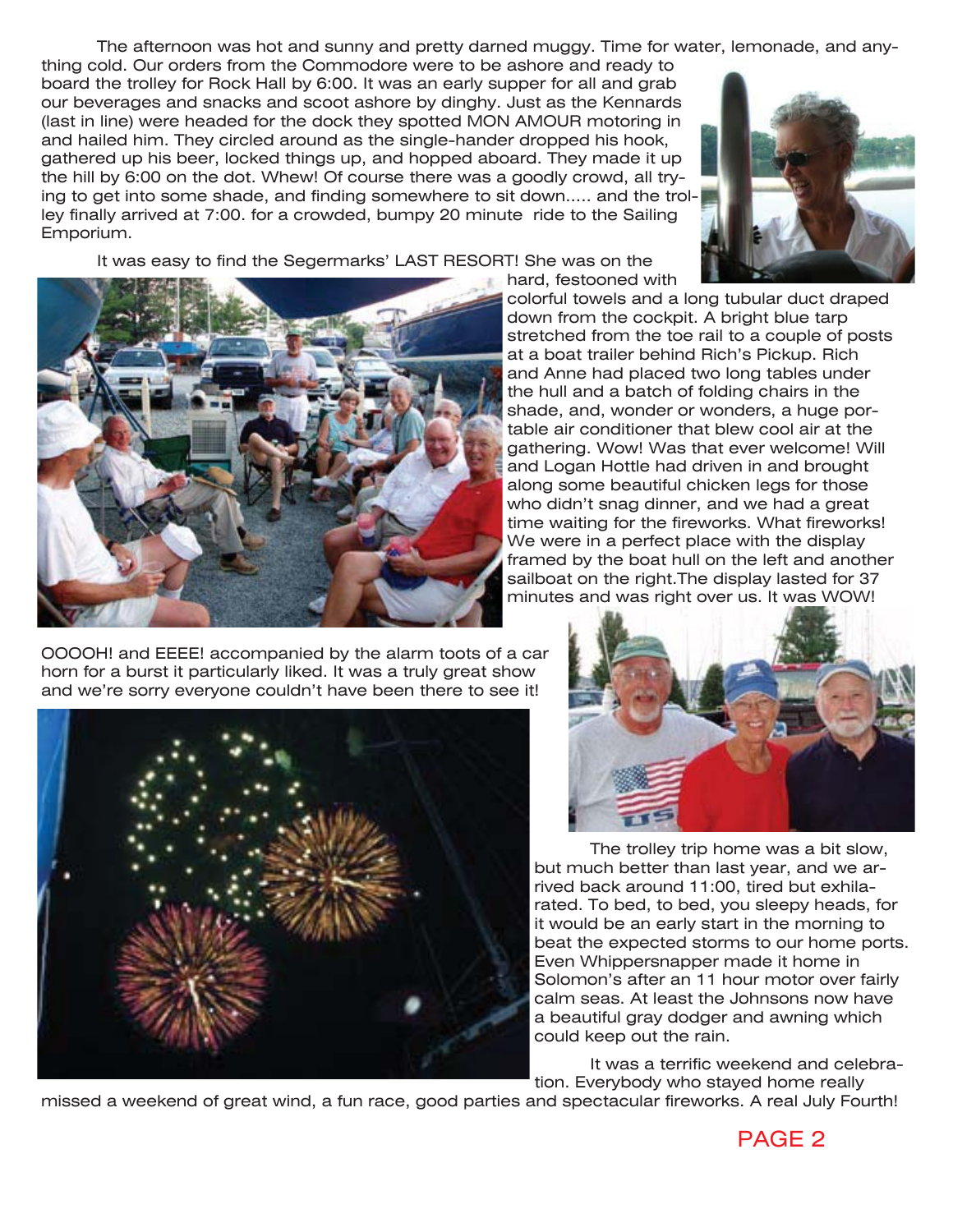The afternoon was hot and sunny and pretty darned muggy. Time for water, lemonade, and anything cold. Our orders from the Commodore were to be ashore and ready to board the trolley for Rock Hall by 6:00. It was an early supper for all and grab our beverages and snacks and scoot ashore by dinghy. Just as the Kennards (last in line) were headed for the dock they spotted MON AMOUR motoring in and hailed him. They circled around as the single-hander dropped his hook, gathered up his beer, locked things up, and hopped aboard. They made it up the hill by 6:00 on the dot. Whew! Of course there was a goodly crowd, all trying to get into some shade, and finding somewhere to sit down..... and the trolley finally arrived at 7:00. for a crowded, bumpy 20 minute ride to the Sailing Emporium.

It was easy to find the Segermarks' LAST RESORT! She was on the hard, festooned with colorful towels and a long tubular duct draped down from the cockpit. A bright blue tarp stretched from the toe rail to a couple of posts at a boat trailer behind Rich's Pickup. Rich and Anne had placed two long tables under the hull and a batch of folding chairs in the shade, and, wonder or wonders, a huge portable air conditioner that blew cool air at the gathering. Wow! Was that ever welcome! Will and Logan Hottle had driven in and brought along some beautiful chicken legs for those who didn't snag dinner, and we had a great time waiting for the fireworks. What fireworks! We were in a perfect place with the display framed by the boat hull on the left and another sailboat on the right.The display lasted for 37 minutes and was right over us. It was WOW! OOOOH! and EEEE! accompanied by the alarm toots of a car horn for a burst it particularly liked. It was a truly great show and we're sorry everyone couldn't have been there to see it!

The trolley trip home was a bit slow, but much better than last year, and we arrived back around 11:00, tired but exhilarated. To bed, to bed, you sleepy heads, for it would be an early start in the morning to beat the expected storms to our home ports. Even Whippersnapper made it home in Solomon's after an 11 hour motor over fairly calm seas. At least the Johnsons now have a beautiful gray dodger and awning which could keep out the rain.

It was a terrific weekend and celebration. Everybody who stayed home really missed a weekend of great wind, a fun race, good parties and spectacular fireworks. A real July Fourth!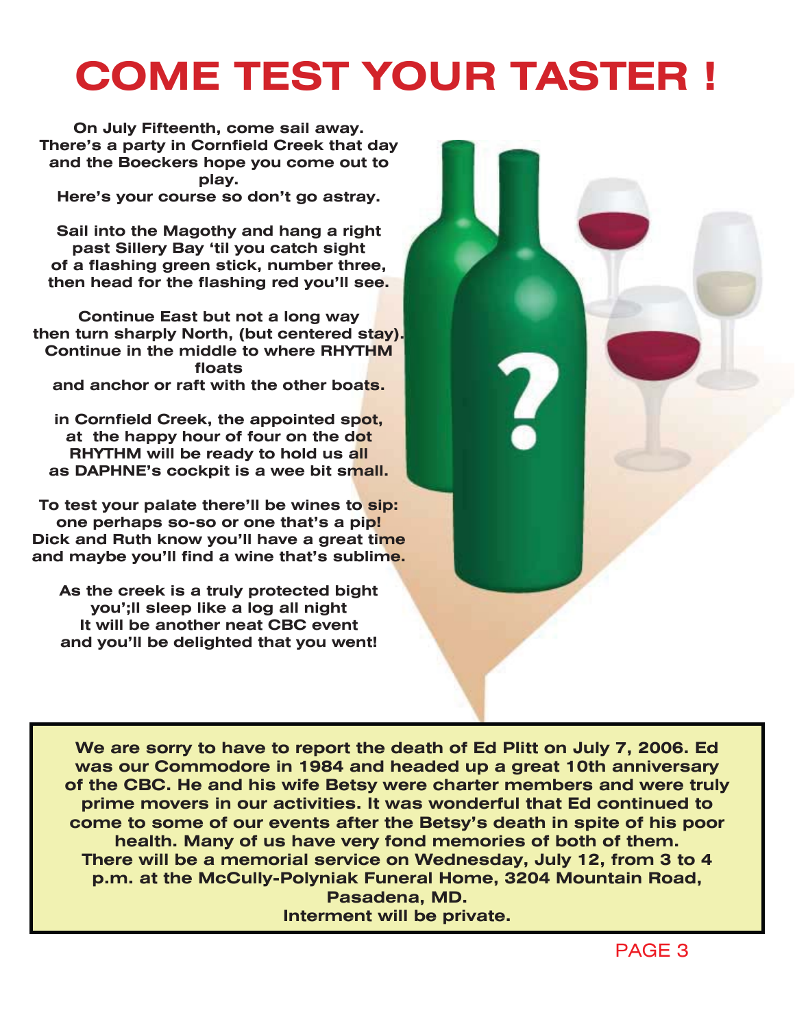# COME TEST YOUR TASTER !

**On July Fifteenth, come sail away.**
**There's a party in Cornfield Creek that day**
**and the Boeckers hope you come out to play.**
**Here's your course so don't go astray.**

**Sail into the Magothy and hang a right**
**past Sillery Bay 'til you catch sight**
**of a flashing green stick, number three,**
**then head for the flashing red you'll see.**

**Continue East but not a long way**
**then turn sharply North, (but centered stay).**
**Continue in the middle to where RHYTHM floats**
**and anchor or raft with the other boats.**

**in Cornfield Creek, the appointed spot,**
**at the happy hour of four on the dot**
**RHYTHM will be ready to hold us all**
**as DAPHNE's cockpit is a wee bit small.**

**To test your palate there'll be wines to sip:**
**one perhaps so-so or one that's a pip!**
**Dick and Ruth know you'll have a great time**
**and maybe you'll find a wine that's sublime.**

**As the creek is a truly protected bight**
**you';ll sleep like a log all night**
**It will be another neat CBC event**
**and you'll be delighted that you went!**

---

**We are sorry to have to report the death of Ed Plitt on July 7, 2006. Ed was our Commodore in 1984 and headed up a great 10th anniversary of the CBC. He and his wife Betsy were charter members and were truly prime movers in our activities. It was wonderful that Ed continued to come to some of our events after the Betsy's death in spite of his poor health. Many of us have very fond memories of both of them.**
**There will be a memorial service on Wednesday, July 12, from 3 to 4 p.m. at the McCully-Polyniak Funeral Home, 3204 Mountain Road, Pasadena, MD.**
**Interment will be private.**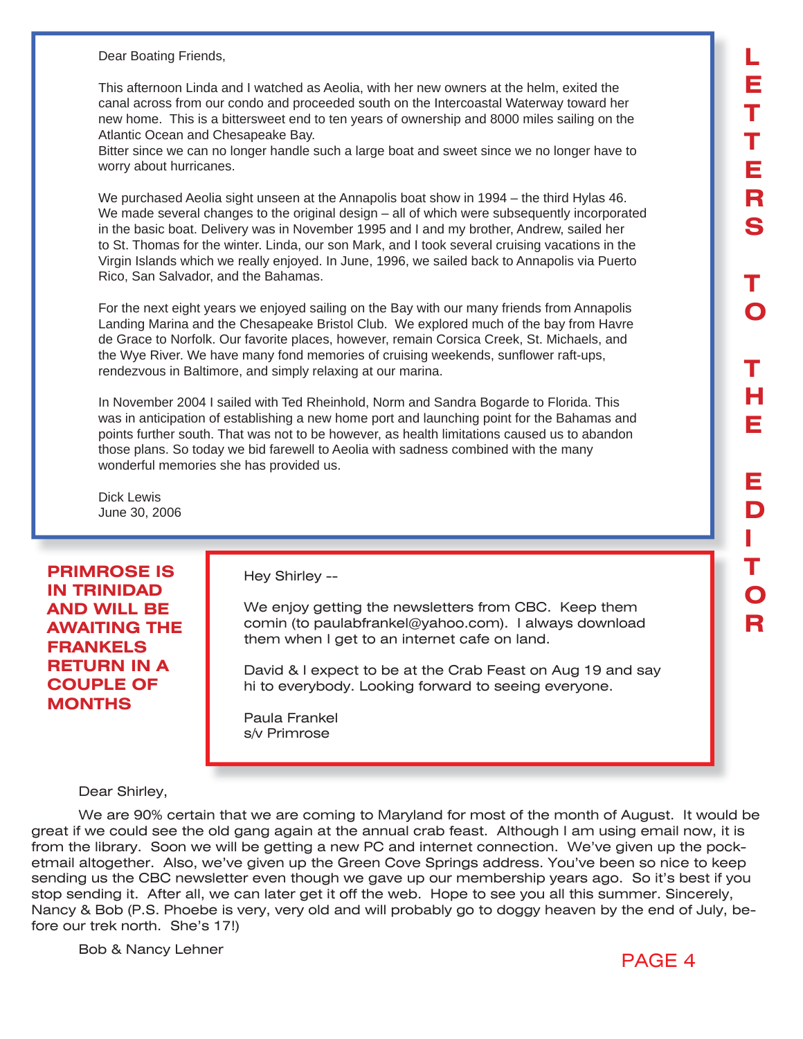# LETTERS TO THE EDITOR

Dear Boating Friends,

This afternoon Linda and I watched as Aeolia, with her new owners at the helm, exited the canal across from our condo and proceeded south on the Intercoastal Waterway toward her new home. This is a bittersweet end to ten years of ownership and 8000 miles sailing on the Atlantic Ocean and Chesapeake Bay.
Bitter since we can no longer handle such a large boat and sweet since we no longer have to worry about hurricanes.

We purchased Aeolia sight unseen at the Annapolis boat show in 1994 – the third Hylas 46. We made several changes to the original design – all of which were subsequently incorporated in the basic boat. Delivery was in November 1995 and I and my brother, Andrew, sailed her to St. Thomas for the winter. Linda, our son Mark, and I took several cruising vacations in the Virgin Islands which we really enjoyed. In June, 1996, we sailed back to Annapolis via Puerto Rico, San Salvador, and the Bahamas.

For the next eight years we enjoyed sailing on the Bay with our many friends from Annapolis Landing Marina and the Chesapeake Bristol Club. We explored much of the bay from Havre de Grace to Norfolk. Our favorite places, however, remain Corsica Creek, St. Michaels, and the Wye River. We have many fond memories of cruising weekends, sunflower raft-ups, rendezvous in Baltimore, and simply relaxing at our marina.

In November 2004 I sailed with Ted Rheinhold, Norm and Sandra Bogarde to Florida. This was in anticipation of establishing a new home port and launching point for the Bahamas and points further south. That was not to be however, as health limitations caused us to abandon those plans. So today we bid farewell to Aeolia with sadness combined with the many wonderful memories she has provided us.

Dick Lewis
June 30, 2006

**PRIMROSE IS IN TRINIDAD AND WILL BE AWAITING THE FRANKELS RETURN IN A COUPLE OF MONTHS**

Hey Shirley --

We enjoy getting the newsletters from CBC. Keep them comin (to paulabfrankel@yahoo.com). I always download them when I get to an internet cafe on land.

David & I expect to be at the Crab Feast on Aug 19 and say hi to everybody. Looking forward to seeing everyone.

Paula Frankel
s/v Primrose

Dear Shirley,

We are 90% certain that we are coming to Maryland for most of the month of August. It would be great if we could see the old gang again at the annual crab feast. Although I am using email now, it is from the library. Soon we will be getting a new PC and internet connection. We've given up the pocketmail altogether. Also, we've given up the Green Cove Springs address. You've been so nice to keep sending us the CBC newsletter even though we gave up our membership years ago. So it's best if you stop sending it. After all, we can later get it off the web. Hope to see you all this summer. Sincerely, Nancy & Bob (P.S. Phoebe is very, very old and will probably go to doggy heaven by the end of July, before our trek north. She's 17!)

Bob & Nancy Lehner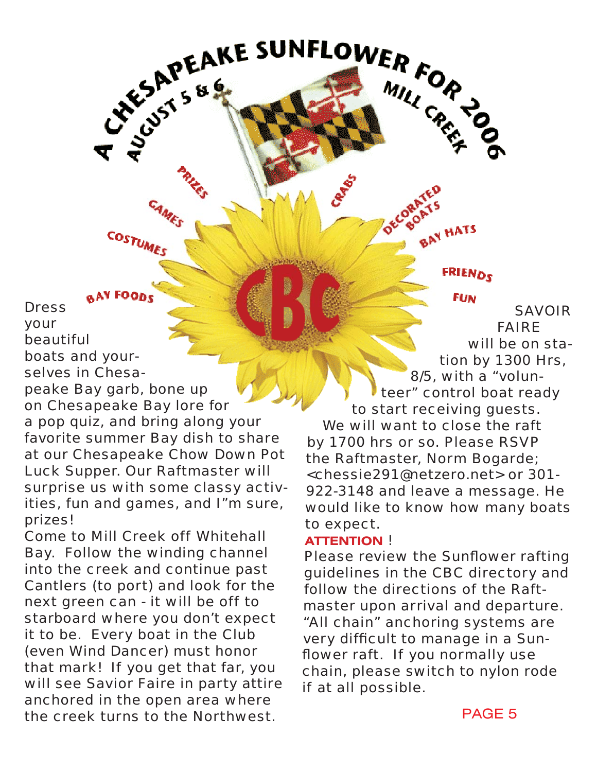# A CHESAPEAKE SUNFLOWER FOR 2006

AUGUST 5 & 6 — MILL CREEK

PRIZES · GAMES · COSTUMES · BAY FOODS · CRABS · DECORATED BOATS · BAY HATS · FRIENDS · FUN

CBC

Dress your beautiful boats and yourselves in Chesapeake Bay garb, bone up on Chesapeake Bay lore for a pop quiz, and bring along your favorite summer Bay dish to share at our Chesapeake Chow Down Pot Luck Supper. Our Raftmaster will surprise us with some classy activities, fun and games, and I"m sure, prizes!

Come to Mill Creek off Whitehall Bay. Follow the winding channel into the creek and continue past Cantlers (to port) and look for the next green can - it will be off to starboard where you don't expect it to be. Every boat in the Club (even Wind Dancer) must honor that mark! If you get that far, you will see Savior Faire in party attire anchored in the open area where the creek turns to the Northwest.

SAVOIR FAIRE will be on station by 1300 Hrs, 8/5, with a "volunteer" control boat ready to start receiving guests.

We will want to close the raft by 1700 hrs or so. Please RSVP the Raftmaster, Norm Bogarde; <chessie291@netzero.net> or 301-922-3148 and leave a message. He would like to know how many boats to expect.

**ATTENTION** !

Please review the Sunflower rafting guidelines in the CBC directory and follow the directions of the Raftmaster upon arrival and departure. "All chain" anchoring systems are very difficult to manage in a Sunflower raft. If you normally use chain, please switch to nylon rode if at all possible.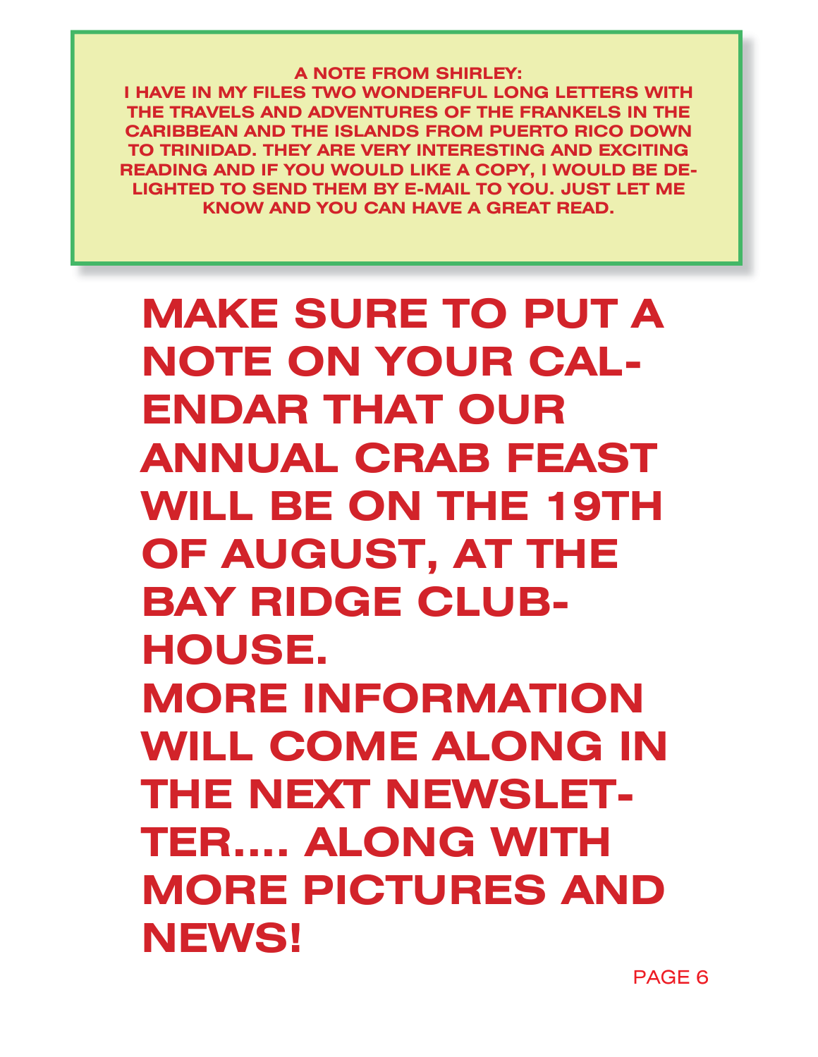**A NOTE FROM SHIRLEY:**
**I HAVE IN MY FILES TWO WONDERFUL LONG LETTERS WITH THE TRAVELS AND ADVENTURES OF THE FRANKELS IN THE CARIBBEAN AND THE ISLANDS FROM PUERTO RICO DOWN TO TRINIDAD. THEY ARE VERY INTERESTING AND EXCITING READING AND IF YOU WOULD LIKE A COPY, I WOULD BE DELIGHTED TO SEND THEM BY E-MAIL TO YOU. JUST LET ME KNOW AND YOU CAN HAVE A GREAT READ.**

**MAKE SURE TO PUT A NOTE ON YOUR CALENDAR THAT OUR ANNUAL CRAB FEAST WILL BE ON THE 19TH OF AUGUST, AT THE BAY RIDGE CLUBHOUSE.**
**MORE INFORMATION WILL COME ALONG IN THE NEXT NEWSLETTER.... ALONG WITH MORE PICTURES AND NEWS!**